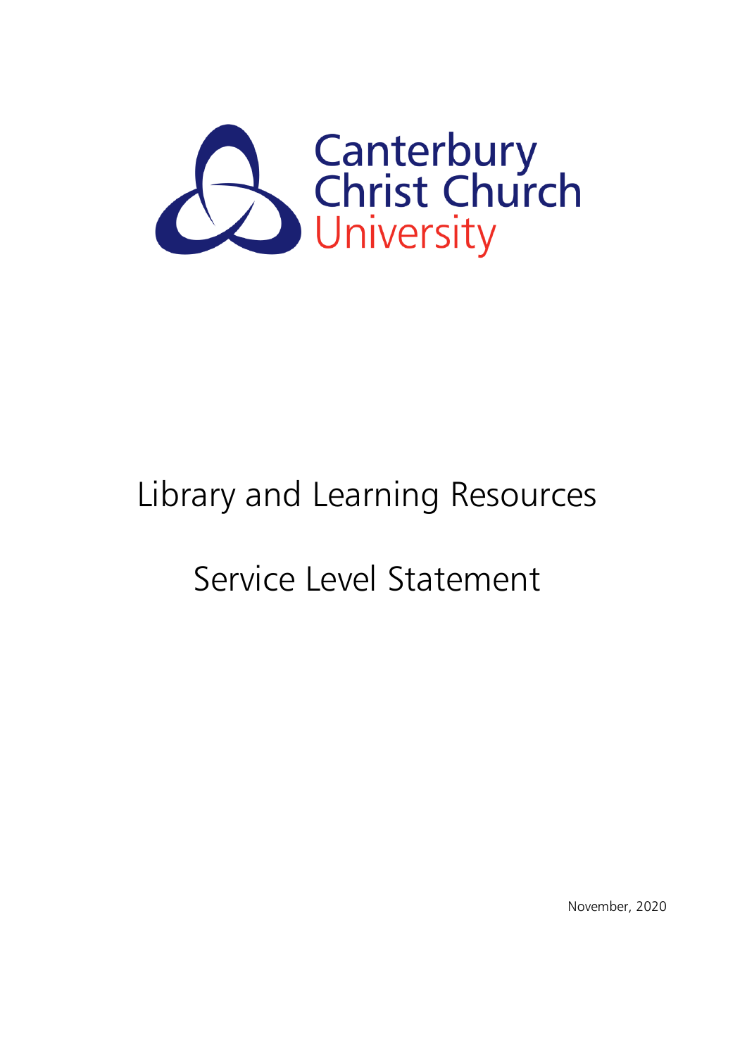Canterbury Christ Church University

# Library and Learning Resources

# Service Level Statement

November, 2020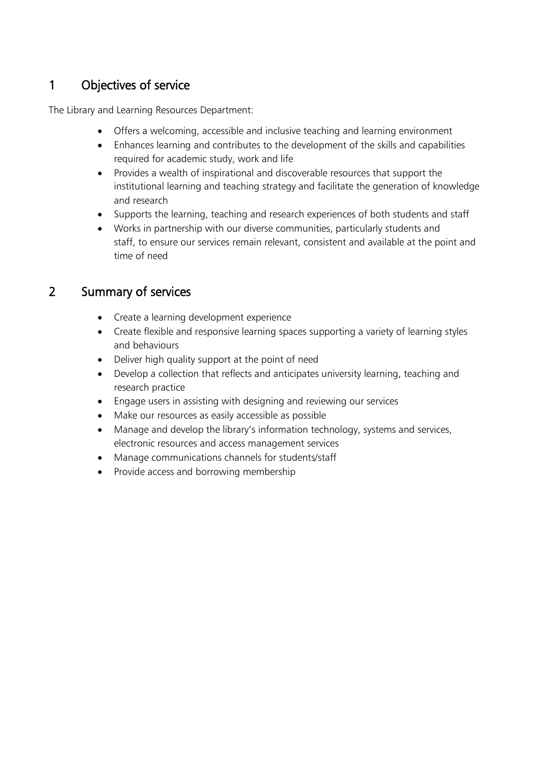## 1 Objectives of service

The Library and Learning Resources Department:

- Offers a welcoming, accessible and inclusive teaching and learning environment
- Enhances learning and contributes to the development of the skills and capabilities required for academic study, work and life
- Provides a wealth of inspirational and discoverable resources that support the institutional learning and teaching strategy and facilitate the generation of knowledge and research
- Supports the learning, teaching and research experiences of both students and staff
- Works in partnership with our diverse communities, particularly students and staff, to ensure our services remain relevant, consistent and available at the point and time of need

## 2 Summary of services

- Create a learning development experience
- Create flexible and responsive learning spaces supporting a variety of learning styles and behaviours
- Deliver high quality support at the point of need
- Develop a collection that reflects and anticipates university learning, teaching and research practice
- Engage users in assisting with designing and reviewing our services
- Make our resources as easily accessible as possible
- Manage and develop the library's information technology, systems and services, electronic resources and access management services
- Manage communications channels for students/staff
- Provide access and borrowing membership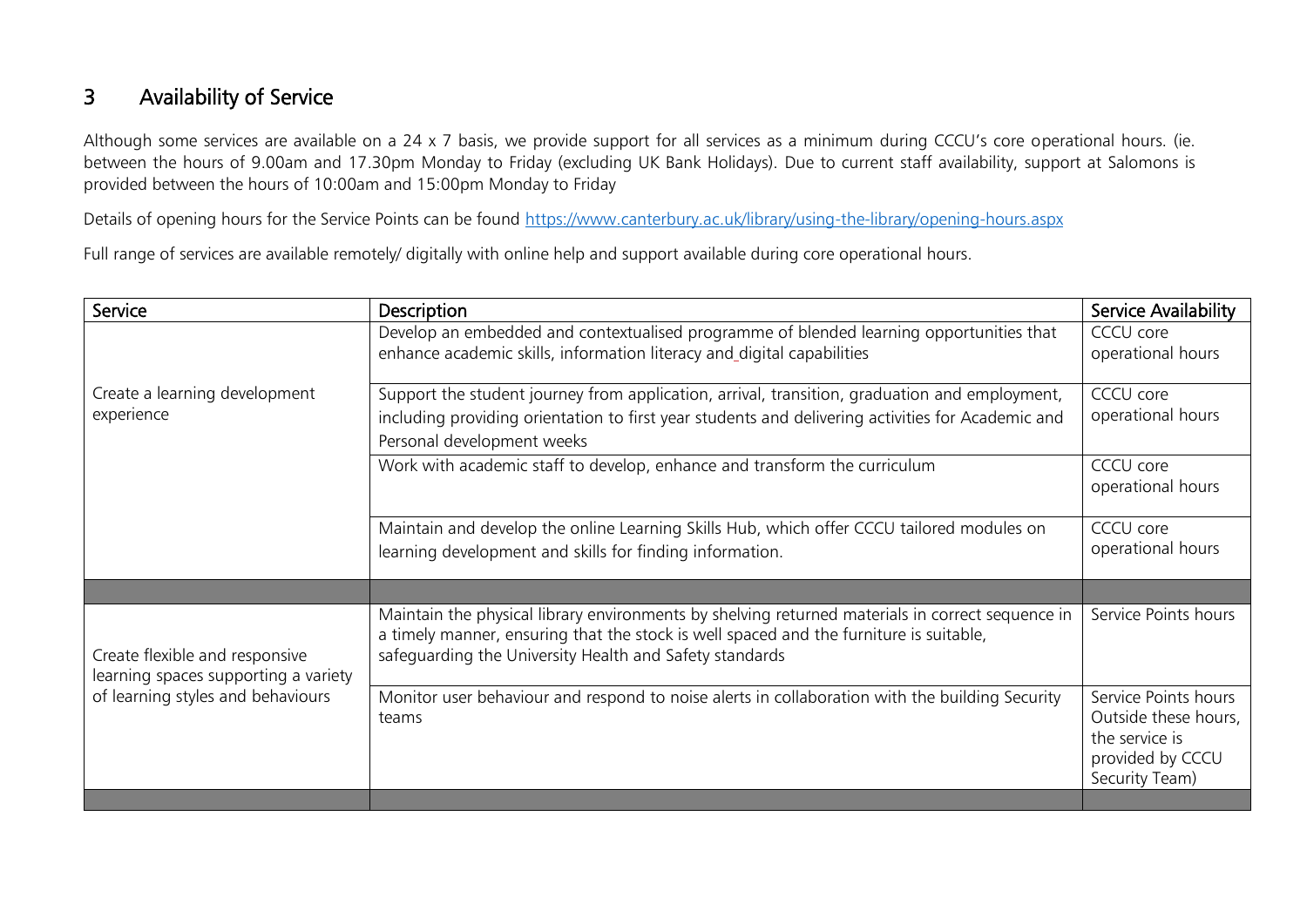## 3 Availability of Service

Although some services are available on a 24 x 7 basis, we provide support for all services as a minimum during CCCU's core operational hours. (ie. between the hours of 9.00am and 17.30pm Monday to Friday (excluding UK Bank Holidays). Due to current staff availability, support at Salomons is provided between the hours of 10:00am and 15:00pm Monday to Friday

Details of opening hours for the Service Points can be found https://www.canterbury.ac.uk/library/using-the-library/opening-hours.aspx

Full range of services are available remotely/ digitally with online help and support available during core operational hours.

| Service | Description | Service Availability |
|---|---|---|
| Create a learning development experience | Develop an embedded and contextualised programme of blended learning opportunities that enhance academic skills, information literacy and digital capabilities | CCCU core operational hours |
| | Support the student journey from application, arrival, transition, graduation and employment, including providing orientation to first year students and delivering activities for Academic and Personal development weeks | CCCU core operational hours |
| | Work with academic staff to develop, enhance and transform the curriculum | CCCU core operational hours |
| | Maintain and develop the online Learning Skills Hub, which offer CCCU tailored modules on learning development and skills for finding information. | CCCU core operational hours |
| | | |
| Create flexible and responsive learning spaces supporting a variety of learning styles and behaviours | Maintain the physical library environments by shelving returned materials in correct sequence in a timely manner, ensuring that the stock is well spaced and the furniture is suitable, safeguarding the University Health and Safety standards | Service Points hours |
| | Monitor user behaviour and respond to noise alerts in collaboration with the building Security teams | Service Points hours Outside these hours, the service is provided by CCCU Security Team) |
| | | |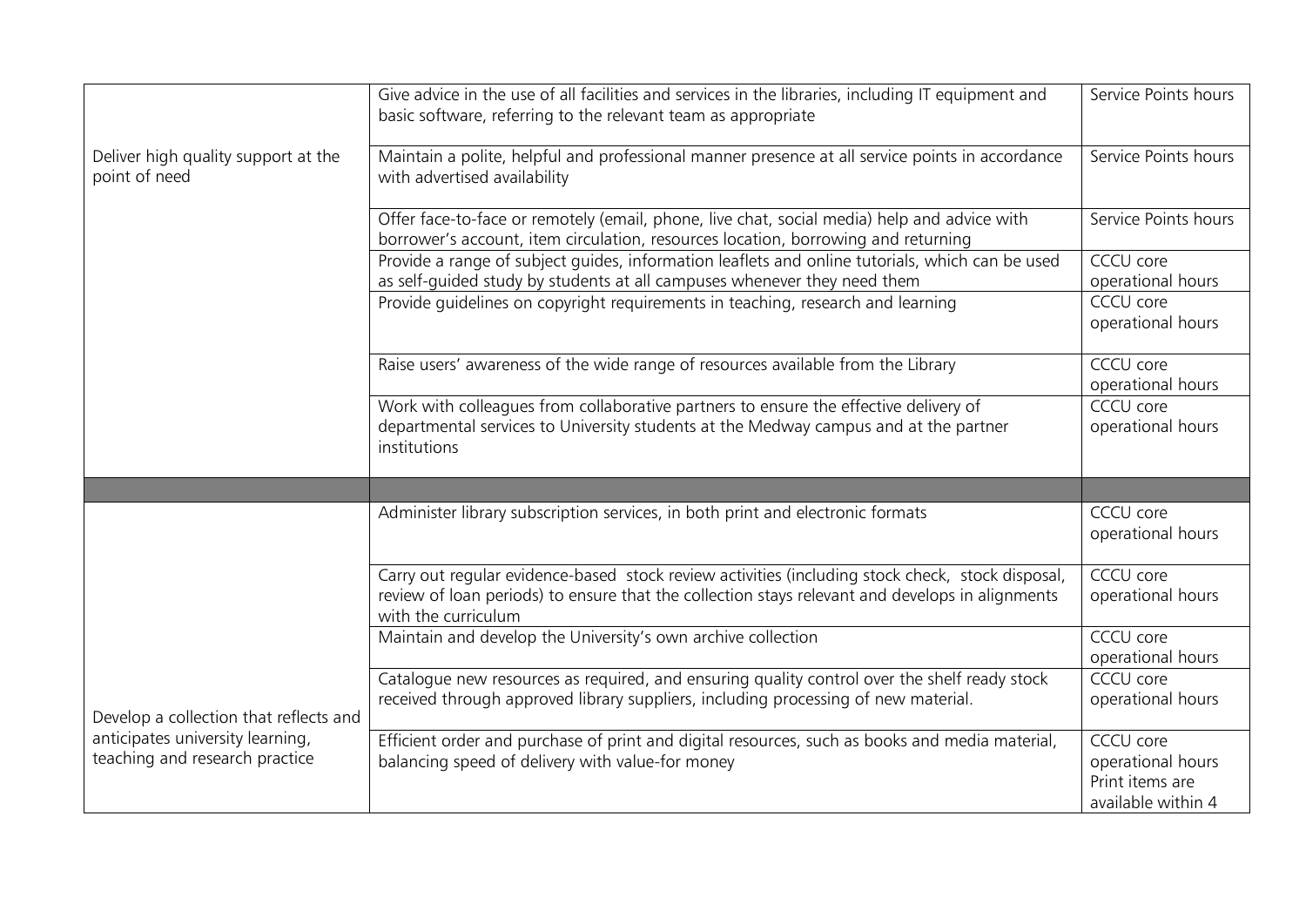| | | |
|---|---|---|
| Deliver high quality support at the point of need | Give advice in the use of all facilities and services in the libraries, including IT equipment and basic software, referring to the relevant team as appropriate | Service Points hours |
| | Maintain a polite, helpful and professional manner presence at all service points in accordance with advertised availability | Service Points hours |
| | Offer face-to-face or remotely (email, phone, live chat, social media) help and advice with borrower's account, item circulation, resources location, borrowing and returning | Service Points hours |
| | Provide a range of subject guides, information leaflets and online tutorials, which can be used as self-guided study by students at all campuses whenever they need them | CCCU core operational hours |
| | Provide guidelines on copyright requirements in teaching, research and learning | CCCU core operational hours |
| | Raise users' awareness of the wide range of resources available from the Library | CCCU core operational hours |
| | Work with colleagues from collaborative partners to ensure the effective delivery of departmental services to University students at the Medway campus and at the partner institutions | CCCU core operational hours |
| | | |
| Develop a collection that reflects and anticipates university learning, teaching and research practice | Administer library subscription services, in both print and electronic formats | CCCU core operational hours |
| | Carry out regular evidence-based stock review activities (including stock check, stock disposal, review of loan periods) to ensure that the collection stays relevant and develops in alignments with the curriculum | CCCU core operational hours |
| | Maintain and develop the University's own archive collection | CCCU core operational hours |
| | Catalogue new resources as required, and ensuring quality control over the shelf ready stock received through approved library suppliers, including processing of new material. | CCCU core operational hours |
| | Efficient order and purchase of print and digital resources, such as books and media material, balancing speed of delivery with value-for money | CCCU core operational hours Print items are available within 4 |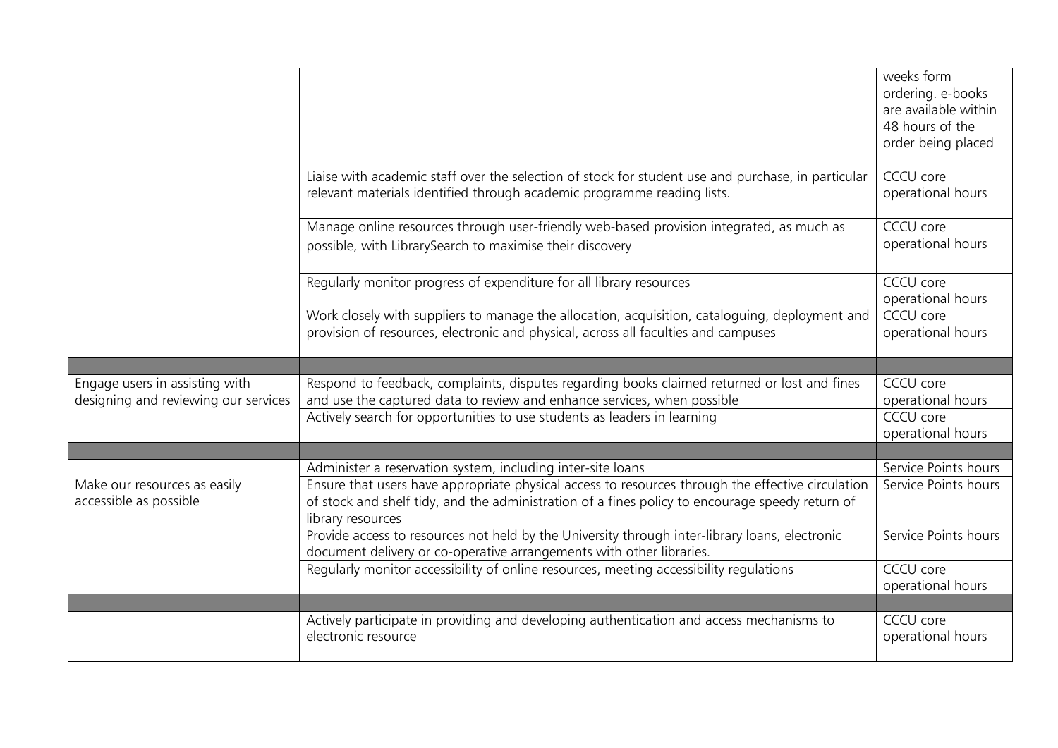| | | |
|---|---|---|
| | | weeks form ordering. e-books are available within 48 hours of the order being placed |
| | Liaise with academic staff over the selection of stock for student use and purchase, in particular relevant materials identified through academic programme reading lists. | CCCU core operational hours |
| | Manage online resources through user-friendly web-based provision integrated, as much as possible, with LibrarySearch to maximise their discovery | CCCU core operational hours |
| | Regularly monitor progress of expenditure for all library resources | CCCU core operational hours |
| | Work closely with suppliers to manage the allocation, acquisition, cataloguing, deployment and provision of resources, electronic and physical, across all faculties and campuses | CCCU core operational hours |
| | | |
| Engage users in assisting with designing and reviewing our services | Respond to feedback, complaints, disputes regarding books claimed returned or lost and fines and use the captured data to review and enhance services, when possible | CCCU core operational hours |
| | Actively search for opportunities to use students as leaders in learning | CCCU core operational hours |
| | | |
| Make our resources as easily accessible as possible | Administer a reservation system, including inter-site loans | Service Points hours |
| | Ensure that users have appropriate physical access to resources through the effective circulation of stock and shelf tidy, and the administration of a fines policy to encourage speedy return of library resources | Service Points hours |
| | Provide access to resources not held by the University through inter-library loans, electronic document delivery or co-operative arrangements with other libraries. | Service Points hours |
| | Regularly monitor accessibility of online resources, meeting accessibility regulations | CCCU core operational hours |
| | | |
| | Actively participate in providing and developing authentication and access mechanisms to electronic resource | CCCU core operational hours |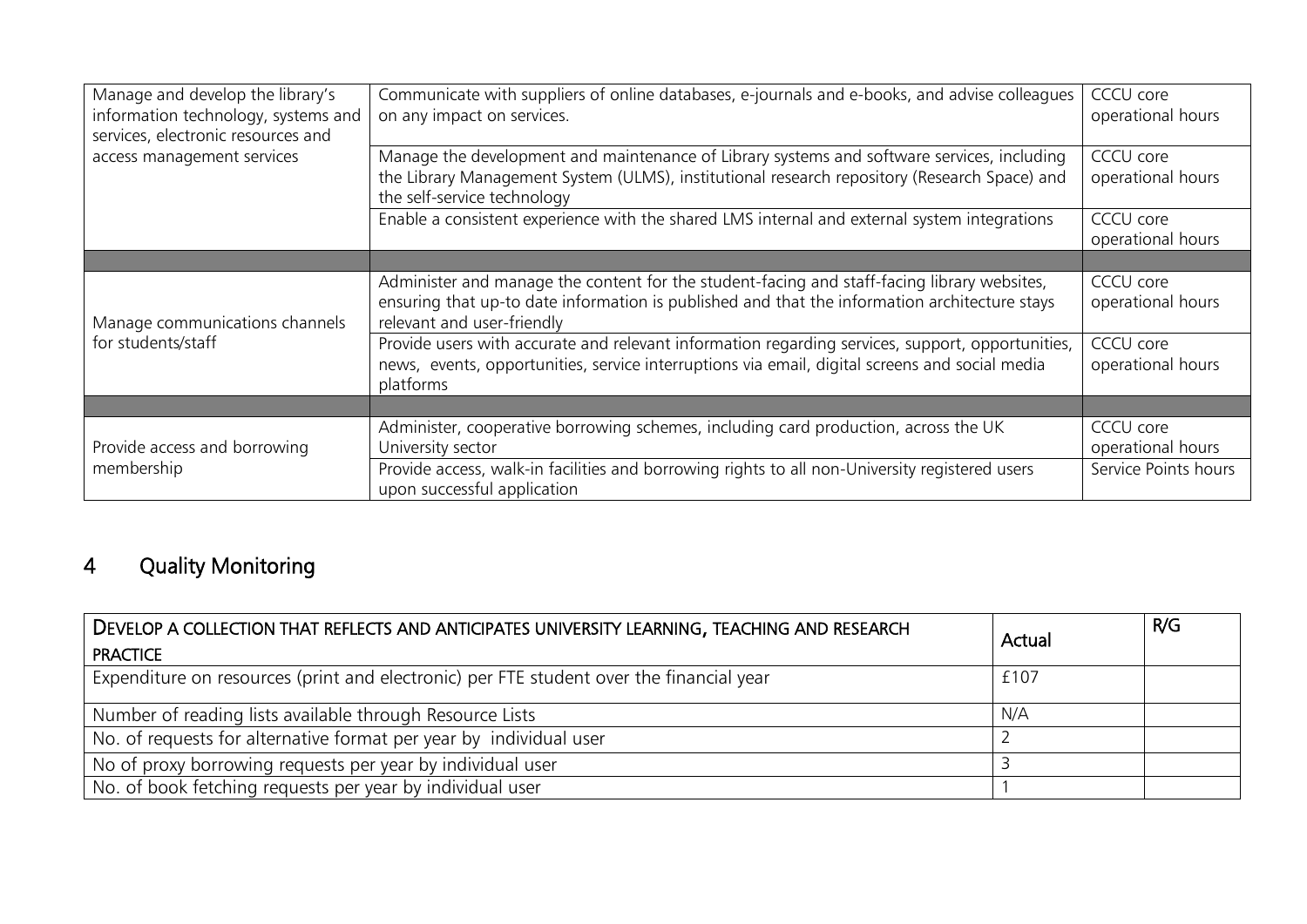| | | |
|---|---|---|
| Manage and develop the library's information technology, systems and services, electronic resources and access management services | Communicate with suppliers of online databases, e-journals and e-books, and advise colleagues on any impact on services. | CCCU core operational hours |
| | Manage the development and maintenance of Library systems and software services, including the Library Management System (ULMS), institutional research repository (Research Space) and the self-service technology | CCCU core operational hours |
| | Enable a consistent experience with the shared LMS internal and external system integrations | CCCU core operational hours |
| | | |
| Manage communications channels for students/staff | Administer and manage the content for the student-facing and staff-facing library websites, ensuring that up-to date information is published and that the information architecture stays relevant and user-friendly | CCCU core operational hours |
| | Provide users with accurate and relevant information regarding services, support, opportunities, news, events, opportunities, service interruptions via email, digital screens and social media platforms | CCCU core operational hours |
| | | |
| Provide access and borrowing membership | Administer, cooperative borrowing schemes, including card production, across the UK University sector | CCCU core operational hours |
| | Provide access, walk-in facilities and borrowing rights to all non-University registered users upon successful application | Service Points hours |

## 4 Quality Monitoring

| DEVELOP A COLLECTION THAT REFLECTS AND ANTICIPATES UNIVERSITY LEARNING, TEACHING AND RESEARCH PRACTICE | Actual | R/G |
|---|---|---|
| Expenditure on resources (print and electronic) per FTE student over the financial year | £107 | |
| Number of reading lists available through Resource Lists | N/A | |
| No. of requests for alternative format per year by individual user | 2 | |
| No of proxy borrowing requests per year by individual user | 3 | |
| No. of book fetching requests per year by individual user | 1 | |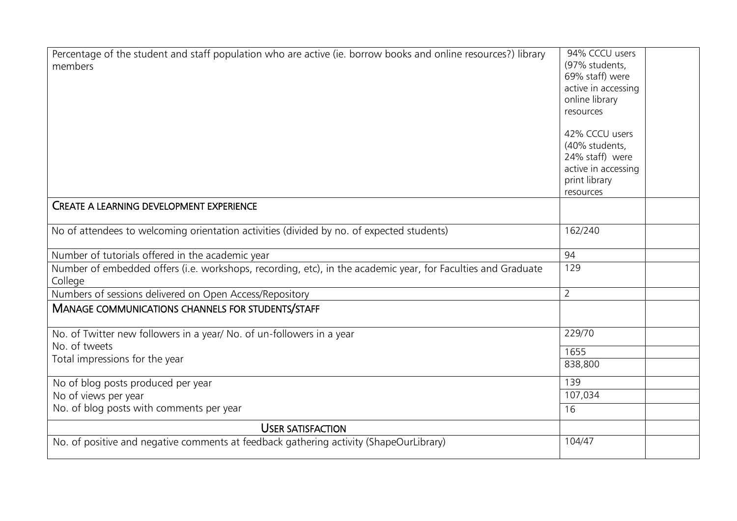| | | |
|---|---|---|
| Percentage of the student and staff population who are active (ie. borrow books and online resources?) library members | 94% CCCU users (97% students, 69% staff) were active in accessing online library resources<br><br>42% CCCU users (40% students, 24% staff) were active in accessing print library resources | |
| **CREATE A LEARNING DEVELOPMENT EXPERIENCE** | | |
| No of attendees to welcoming orientation activities (divided by no. of expected students) | 162/240 | |
| Number of tutorials offered in the academic year | 94 | |
| Number of embedded offers (i.e. workshops, recording, etc), in the academic year, for Faculties and Graduate College | 129 | |
| Numbers of sessions delivered on Open Access/Repository | 2 | |
| **MANAGE COMMUNICATIONS CHANNELS FOR STUDENTS/STAFF** | | |
| No. of Twitter new followers in a year/ No. of un-followers in a year | 229/70 | |
| No. of tweets | 1655 | |
| Total impressions for the year | 838,800 | |
| No of blog posts produced per year | 139 | |
| No of views per year | 107,034 | |
| No. of blog posts with comments per year | 16 | |
| **USER SATISFACTION** | | |
| No. of positive and negative comments at feedback gathering activity (ShapeOurLibrary) | 104/47 | |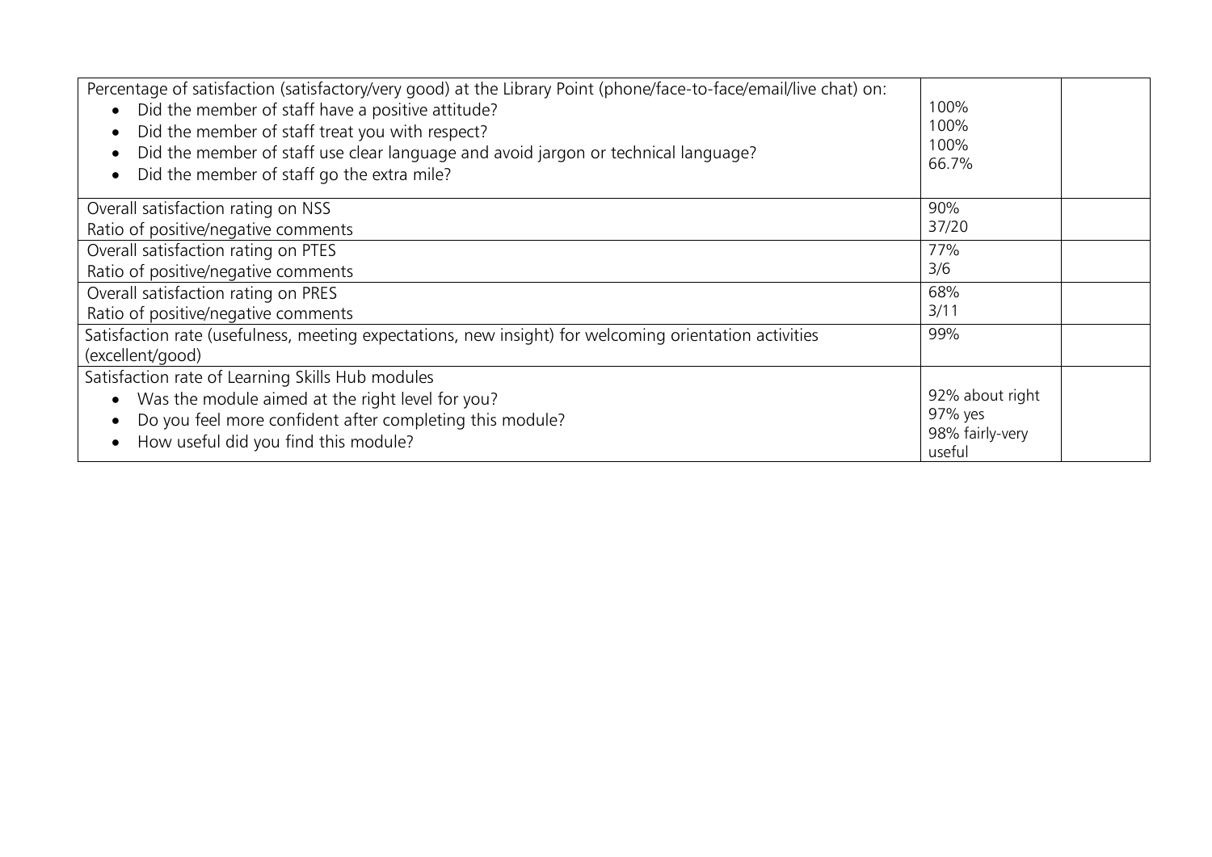| | | |
|---|---|---|
| Percentage of satisfaction (satisfactory/very good) at the Library Point (phone/face-to-face/email/live chat) on:<br>• Did the member of staff have a positive attitude?<br>• Did the member of staff treat you with respect?<br>• Did the member of staff use clear language and avoid jargon or technical language?<br>• Did the member of staff go the extra mile? | 100%<br>100%<br>100%<br>66.7% | |
| Overall satisfaction rating on NSS<br>Ratio of positive/negative comments | 90%<br>37/20 | |
| Overall satisfaction rating on PTES<br>Ratio of positive/negative comments | 77%<br>3/6 | |
| Overall satisfaction rating on PRES<br>Ratio of positive/negative comments | 68%<br>3/11 | |
| Satisfaction rate (usefulness, meeting expectations, new insight) for welcoming orientation activities (excellent/good) | 99% | |
| Satisfaction rate of Learning Skills Hub modules<br>• Was the module aimed at the right level for you?<br>• Do you feel more confident after completing this module?<br>• How useful did you find this module? | 92% about right<br>97% yes<br>98% fairly-very useful | |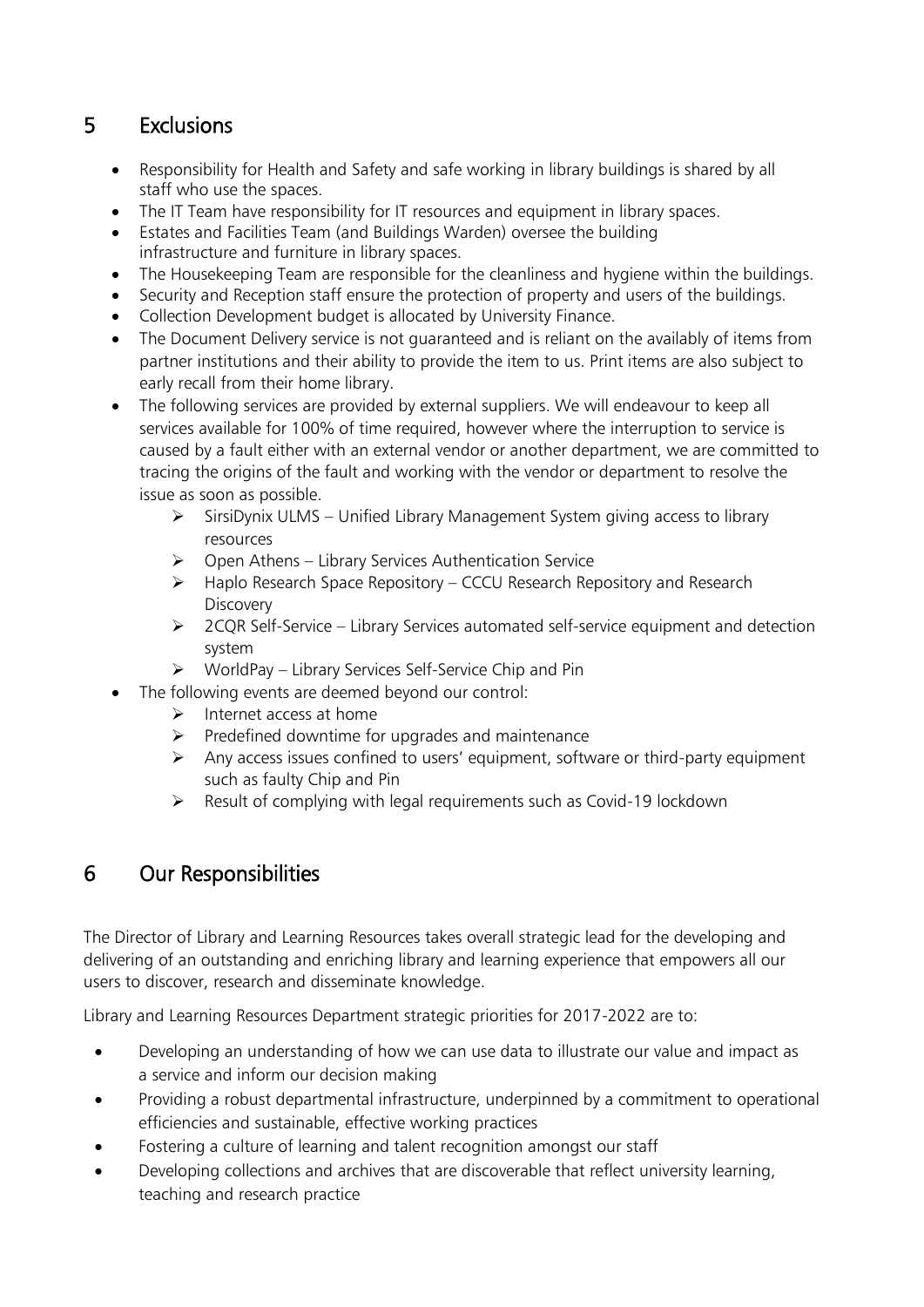## 5 Exclusions

- Responsibility for Health and Safety and safe working in library buildings is shared by all staff who use the spaces.
- The IT Team have responsibility for IT resources and equipment in library spaces.
- Estates and Facilities Team (and Buildings Warden) oversee the building infrastructure and furniture in library spaces.
- The Housekeeping Team are responsible for the cleanliness and hygiene within the buildings.
- Security and Reception staff ensure the protection of property and users of the buildings.
- Collection Development budget is allocated by University Finance.
- The Document Delivery service is not guaranteed and is reliant on the availably of items from partner institutions and their ability to provide the item to us. Print items are also subject to early recall from their home library.
- The following services are provided by external suppliers. We will endeavour to keep all services available for 100% of time required, however where the interruption to service is caused by a fault either with an external vendor or another department, we are committed to tracing the origins of the fault and working with the vendor or department to resolve the issue as soon as possible.
  - SirsiDynix ULMS – Unified Library Management System giving access to library resources
  - Open Athens – Library Services Authentication Service
  - Haplo Research Space Repository – CCCU Research Repository and Research Discovery
  - 2CQR Self-Service – Library Services automated self-service equipment and detection system
  - WorldPay – Library Services Self-Service Chip and Pin
- The following events are deemed beyond our control:
  - Internet access at home
  - Predefined downtime for upgrades and maintenance
  - Any access issues confined to users' equipment, software or third-party equipment such as faulty Chip and Pin
  - Result of complying with legal requirements such as Covid-19 lockdown

## 6 Our Responsibilities

The Director of Library and Learning Resources takes overall strategic lead for the developing and delivering of an outstanding and enriching library and learning experience that empowers all our users to discover, research and disseminate knowledge.

Library and Learning Resources Department strategic priorities for 2017-2022 are to:

- Developing an understanding of how we can use data to illustrate our value and impact as a service and inform our decision making
- Providing a robust departmental infrastructure, underpinned by a commitment to operational efficiencies and sustainable, effective working practices
- Fostering a culture of learning and talent recognition amongst our staff
- Developing collections and archives that are discoverable that reflect university learning, teaching and research practice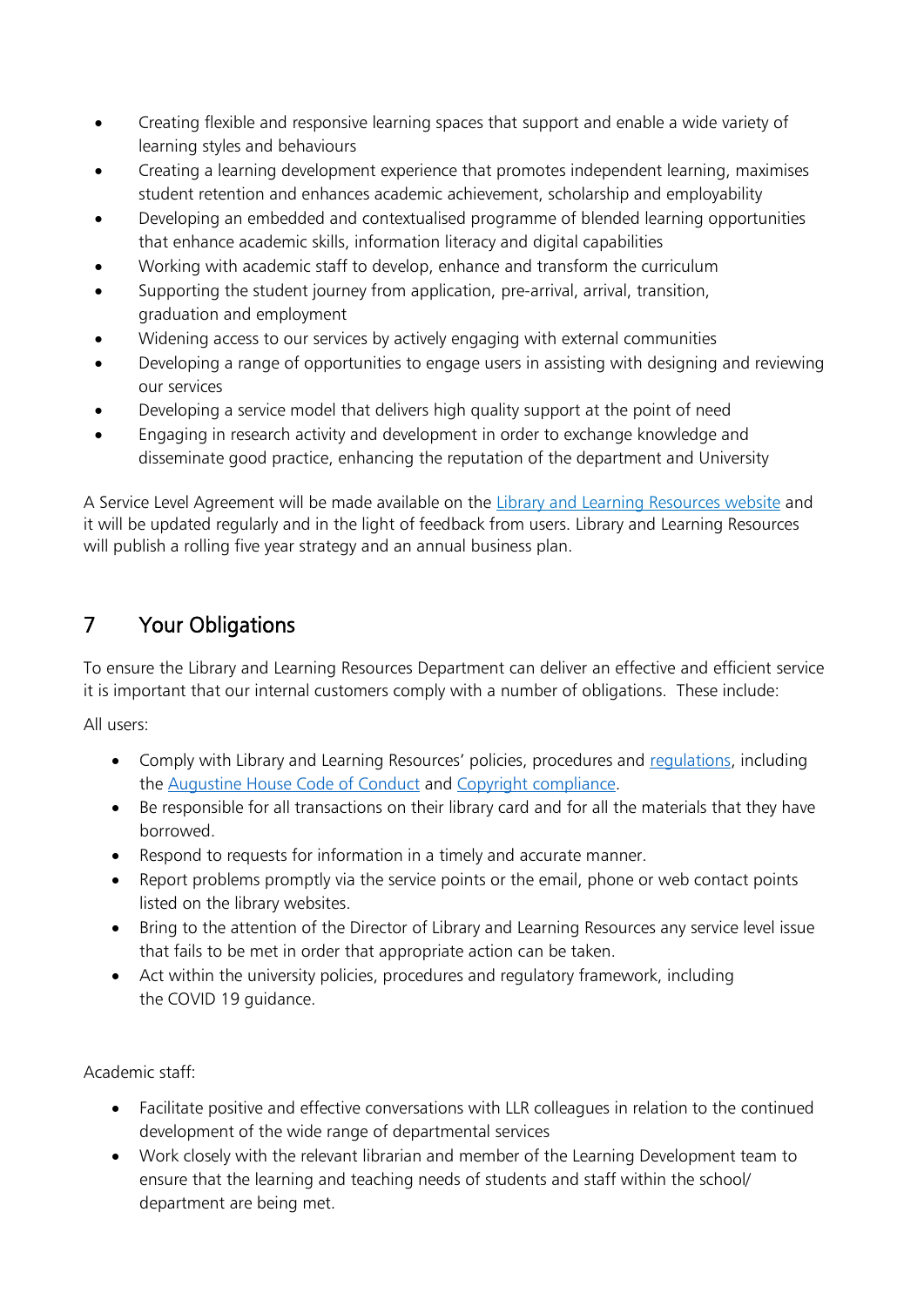- Creating flexible and responsive learning spaces that support and enable a wide variety of learning styles and behaviours
- Creating a learning development experience that promotes independent learning, maximises student retention and enhances academic achievement, scholarship and employability
- Developing an embedded and contextualised programme of blended learning opportunities that enhance academic skills, information literacy and digital capabilities
- Working with academic staff to develop, enhance and transform the curriculum
- Supporting the student journey from application, pre-arrival, arrival, transition, graduation and employment
- Widening access to our services by actively engaging with external communities
- Developing a range of opportunities to engage users in assisting with designing and reviewing our services
- Developing a service model that delivers high quality support at the point of need
- Engaging in research activity and development in order to exchange knowledge and disseminate good practice, enhancing the reputation of the department and University

A Service Level Agreement will be made available on the Library and Learning Resources website and it will be updated regularly and in the light of feedback from users. Library and Learning Resources will publish a rolling five year strategy and an annual business plan.

## 7 Your Obligations

To ensure the Library and Learning Resources Department can deliver an effective and efficient service it is important that our internal customers comply with a number of obligations. These include:

All users:

- Comply with Library and Learning Resources' policies, procedures and regulations, including the Augustine House Code of Conduct and Copyright compliance.
- Be responsible for all transactions on their library card and for all the materials that they have borrowed.
- Respond to requests for information in a timely and accurate manner.
- Report problems promptly via the service points or the email, phone or web contact points listed on the library websites.
- Bring to the attention of the Director of Library and Learning Resources any service level issue that fails to be met in order that appropriate action can be taken.
- Act within the university policies, procedures and regulatory framework, including the COVID 19 guidance.

Academic staff:

- Facilitate positive and effective conversations with LLR colleagues in relation to the continued development of the wide range of departmental services
- Work closely with the relevant librarian and member of the Learning Development team to ensure that the learning and teaching needs of students and staff within the school/ department are being met.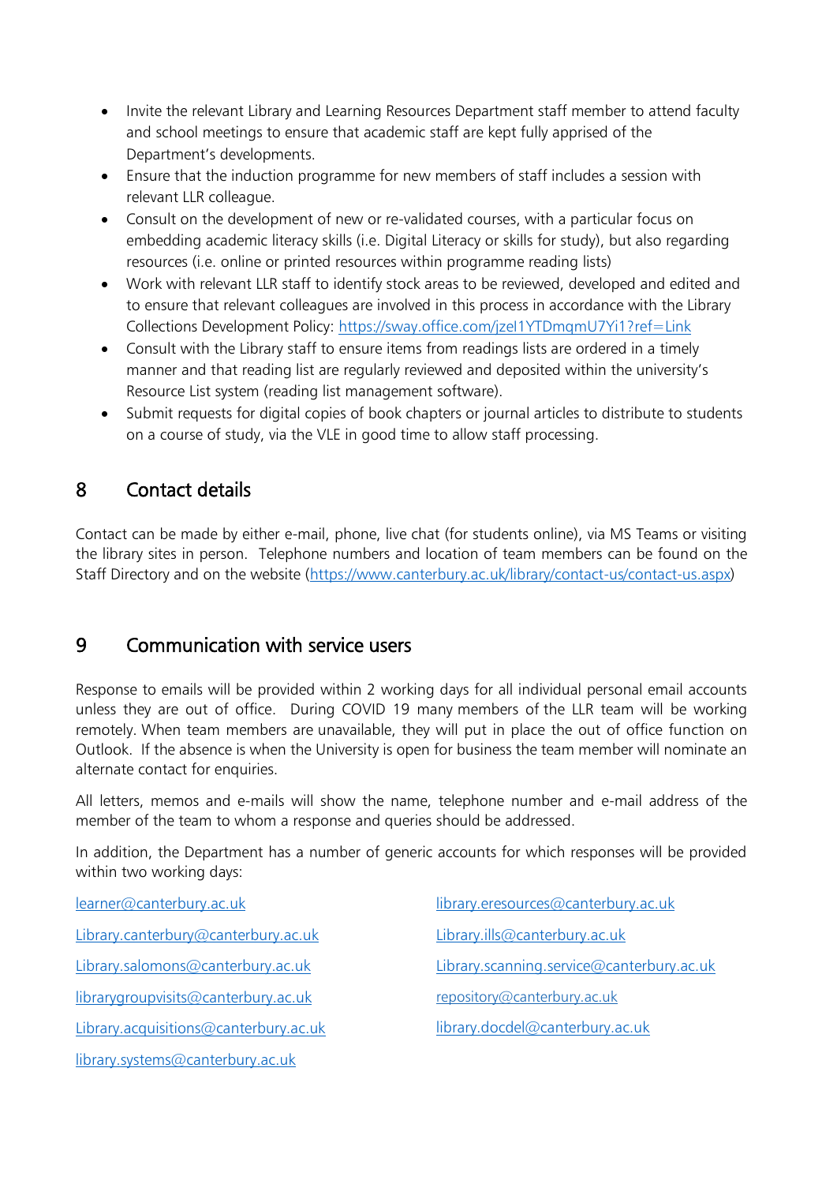- Invite the relevant Library and Learning Resources Department staff member to attend faculty and school meetings to ensure that academic staff are kept fully apprised of the Department's developments.
- Ensure that the induction programme for new members of staff includes a session with relevant LLR colleague.
- Consult on the development of new or re-validated courses, with a particular focus on embedding academic literacy skills (i.e. Digital Literacy or skills for study), but also regarding resources (i.e. online or printed resources within programme reading lists)
- Work with relevant LLR staff to identify stock areas to be reviewed, developed and edited and to ensure that relevant colleagues are involved in this process in accordance with the Library Collections Development Policy: https://sway.office.com/jzel1YTDmqmU7Yi1?ref=Link
- Consult with the Library staff to ensure items from readings lists are ordered in a timely manner and that reading list are regularly reviewed and deposited within the university's Resource List system (reading list management software).
- Submit requests for digital copies of book chapters or journal articles to distribute to students on a course of study, via the VLE in good time to allow staff processing.

## 8 Contact details

Contact can be made by either e-mail, phone, live chat (for students online), via MS Teams or visiting the library sites in person. Telephone numbers and location of team members can be found on the Staff Directory and on the website (https://www.canterbury.ac.uk/library/contact-us/contact-us.aspx)

## 9 Communication with service users

Response to emails will be provided within 2 working days for all individual personal email accounts unless they are out of office. During COVID 19 many members of the LLR team will be working remotely. When team members are unavailable, they will put in place the out of office function on Outlook. If the absence is when the University is open for business the team member will nominate an alternate contact for enquiries.

All letters, memos and e-mails will show the name, telephone number and e-mail address of the member of the team to whom a response and queries should be addressed.

In addition, the Department has a number of generic accounts for which responses will be provided within two working days:

learner@canterbury.ac.uk

Library.canterbury@canterbury.ac.uk

Library.salomons@canterbury.ac.uk

librarygroupvisits@canterbury.ac.uk

Library.acquisitions@canterbury.ac.uk

library.systems@canterbury.ac.uk

library.eresources@canterbury.ac.uk

Library.ills@canterbury.ac.uk

Library.scanning.service@canterbury.ac.uk

repository@canterbury.ac.uk

library.docdel@canterbury.ac.uk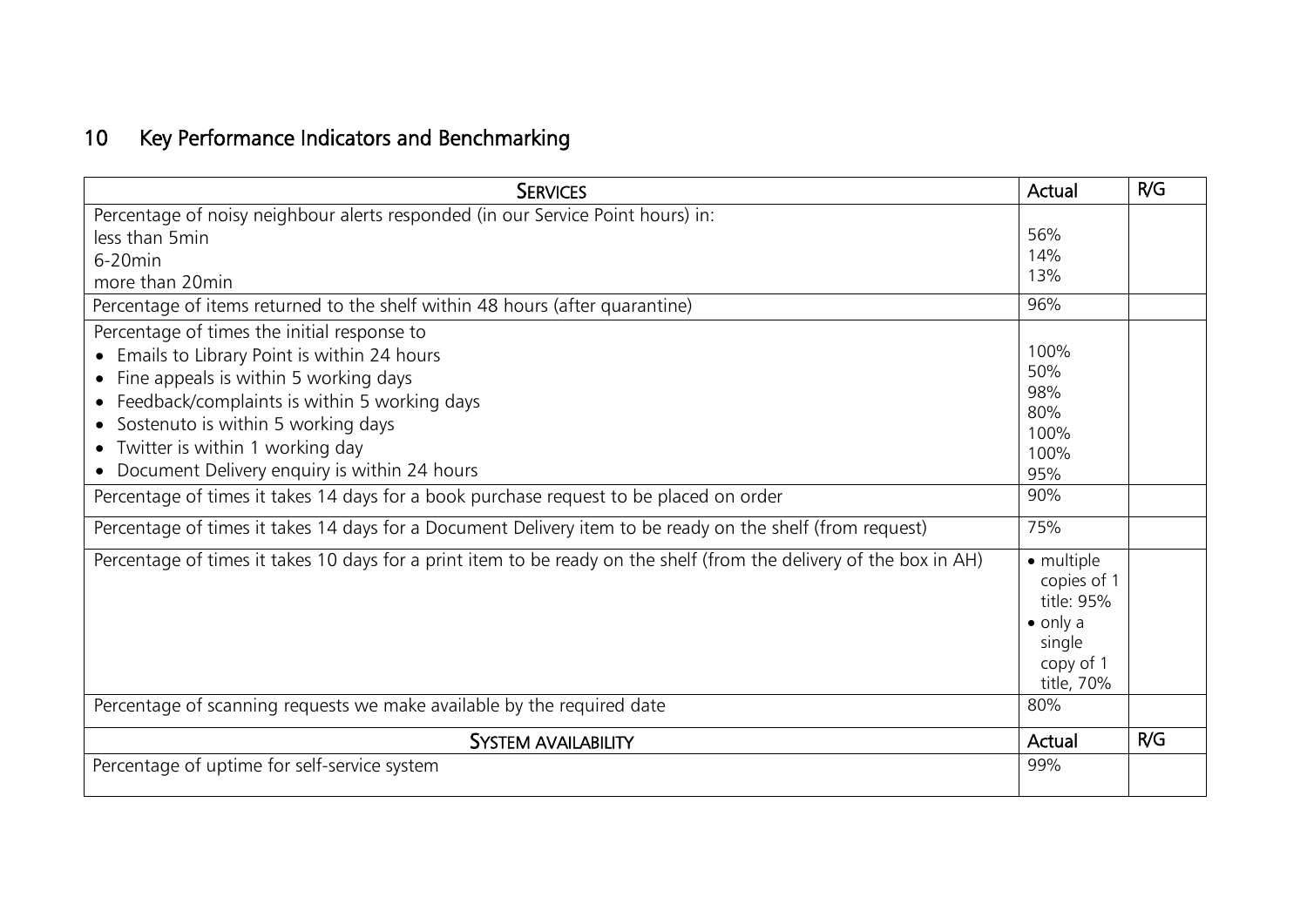## 10 Key Performance Indicators and Benchmarking

| Services | Actual | R/G |
|---|---|---|
| Percentage of noisy neighbour alerts responded (in our Service Point hours) in:<br>less than 5min<br>6-20min<br>more than 20min | <br>56%<br>14%<br>13% | |
| Percentage of items returned to the shelf within 48 hours (after quarantine) | 96% | |
| Percentage of times the initial response to<br>• Emails to Library Point is within 24 hours<br>• Fine appeals is within 5 working days<br>• Feedback/complaints is within 5 working days<br>• Sostenuto is within 5 working days<br>• Twitter is within 1 working day<br>• Document Delivery enquiry is within 24 hours | <br>100%<br>50%<br>98%<br>80%<br>100%<br>100%<br>95% | |
| Percentage of times it takes 14 days for a book purchase request to be placed on order | 90% | |
| Percentage of times it takes 14 days for a Document Delivery item to be ready on the shelf (from request) | 75% | |
| Percentage of times it takes 10 days for a print item to be ready on the shelf (from the delivery of the box in AH) | • multiple copies of 1 title: 95%<br>• only a single copy of 1 title, 70% | |
| Percentage of scanning requests we make available by the required date | 80% | |
| **System availability** | **Actual** | **R/G** |
| Percentage of uptime for self-service system | 99% | |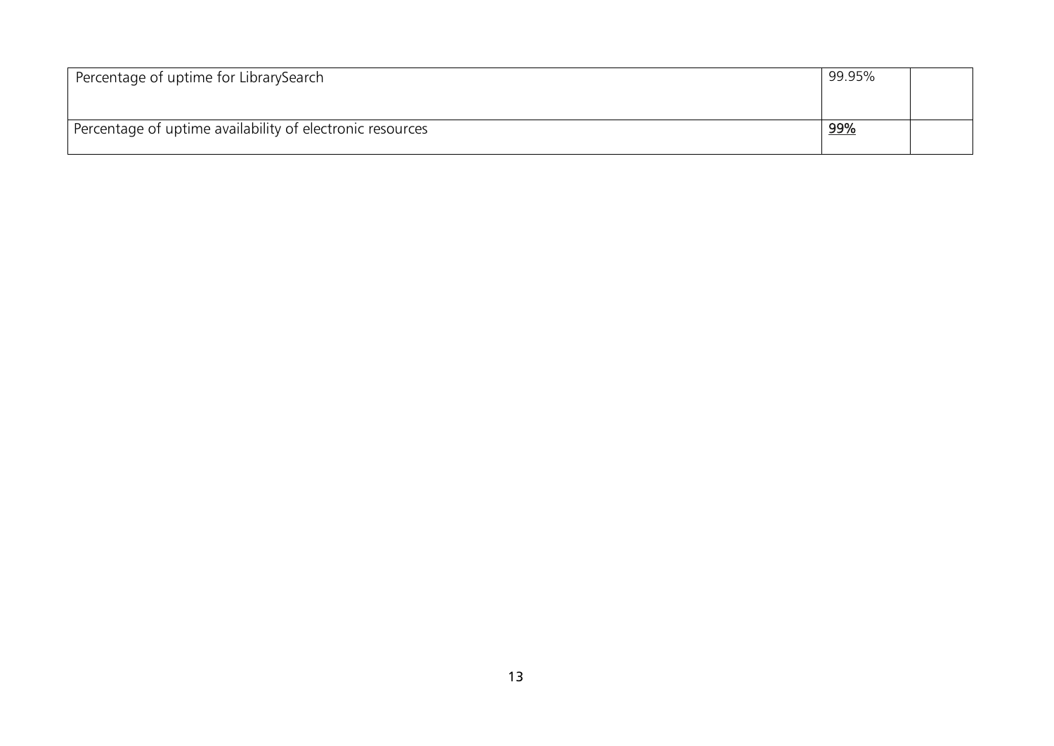| | | |
|---|---|---|
| Percentage of uptime for LibrarySearch | 99.95% | |
| Percentage of uptime availability of electronic resources | 99% | |